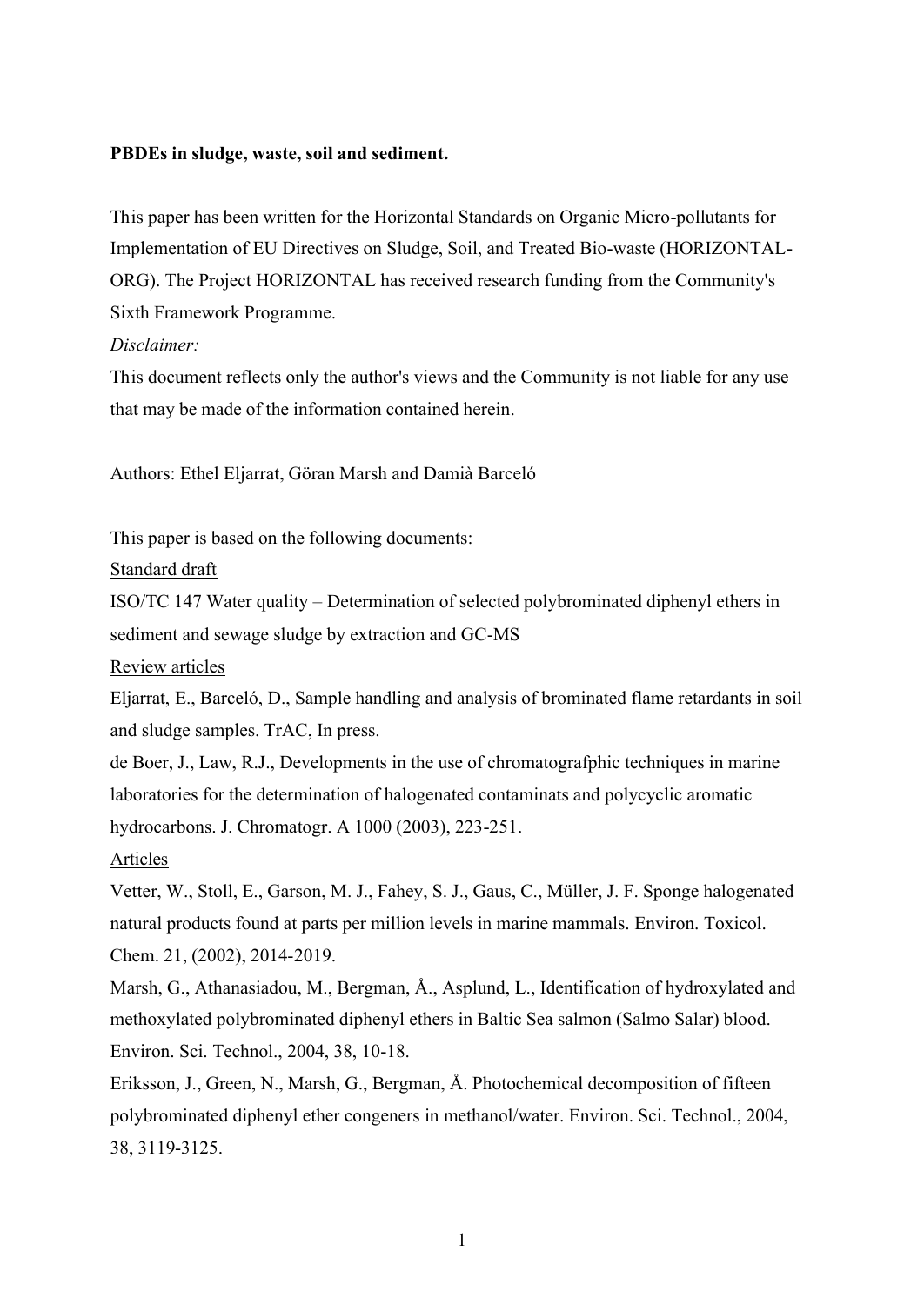**PBDEs in sludge, waste, soil and sediment.**

This paper has been written for the Horizontal Standards on Organic Micro-pollutants for Implementation of EU Directives on Sludge, Soil, and Treated Bio-waste (HORIZONTAL-ORG). The Project HORIZONTAL has received research funding from the Community's Sixth Framework Programme.

*Disclaimer:*

This document reflects only the author's views and the Community is not liable for any use that may be made of the information contained herein.

Authors: Ethel Eljarrat, Göran Marsh and Damià Barceló

This paper is based on the following documents:

Standard draft

ISO/TC 147 Water quality – Determination of selected polybrominated diphenyl ethers in sediment and sewage sludge by extraction and GC-MS

Review articles

Eljarrat, E., Barceló, D., Sample handling and analysis of brominated flame retardants in soil and sludge samples. TrAC, In press.

de Boer, J., Law, R.J., Developments in the use of chromatografphic techniques in marine laboratories for the determination of halogenated contaminats and polycyclic aromatic hydrocarbons. J. Chromatogr. A 1000 (2003), 223-251.

Articles

Vetter, W., Stoll, E., Garson, M. J., Fahey, S. J., Gaus, C., Müller, J. F. Sponge halogenated natural products found at parts per million levels in marine mammals. Environ. Toxicol. Chem. 21, (2002), 2014-2019.

Marsh, G., Athanasiadou, M., Bergman, Å., Asplund, L., Identification of hydroxylated and methoxylated polybrominated diphenyl ethers in Baltic Sea salmon (Salmo Salar) blood. Environ. Sci. Technol., 2004, 38, 10-18.

Eriksson, J., Green, N., Marsh, G., Bergman, Å. Photochemical decomposition of fifteen polybrominated diphenyl ether congeners in methanol/water. Environ. Sci. Technol., 2004, 38, 3119-3125.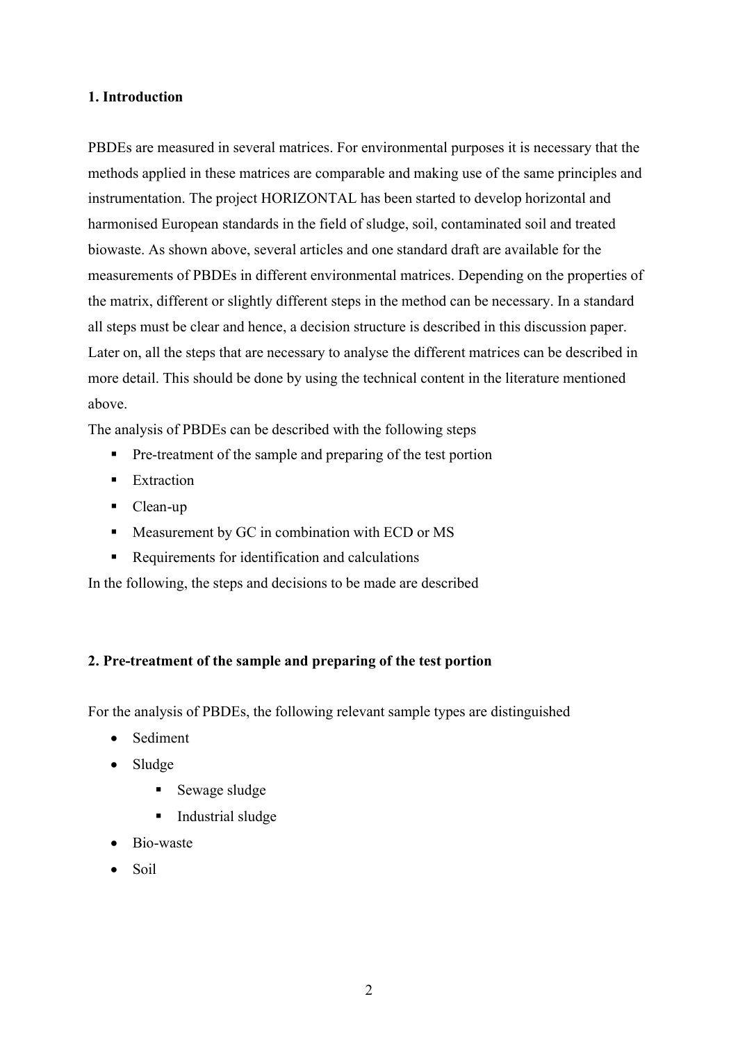## 1. Introduction

PBDEs are measured in several matrices. For environmental purposes it is necessary that the methods applied in these matrices are comparable and making use of the same principles and instrumentation. The project HORIZONTAL has been started to develop horizontal and harmonised European standards in the field of sludge, soil, contaminated soil and treated biowaste. As shown above, several articles and one standard draft are available for the measurements of PBDEs in different environmental matrices. Depending on the properties of the matrix, different or slightly different steps in the method can be necessary. In a standard all steps must be clear and hence, a decision structure is described in this discussion paper. Later on, all the steps that are necessary to analyse the different matrices can be described in more detail. This should be done by using the technical content in the literature mentioned above.

The analysis of PBDEs can be described with the following steps

- Pre-treatment of the sample and preparing of the test portion
- Extraction
- Clean-up
- Measurement by GC in combination with ECD or MS
- Requirements for identification and calculations

In the following, the steps and decisions to be made are described

## 2. Pre-treatment of the sample and preparing of the test portion

For the analysis of PBDEs, the following relevant sample types are distinguished

- Sediment
- Sludge
  - Sewage sludge
  - Industrial sludge
- Bio-waste
- Soil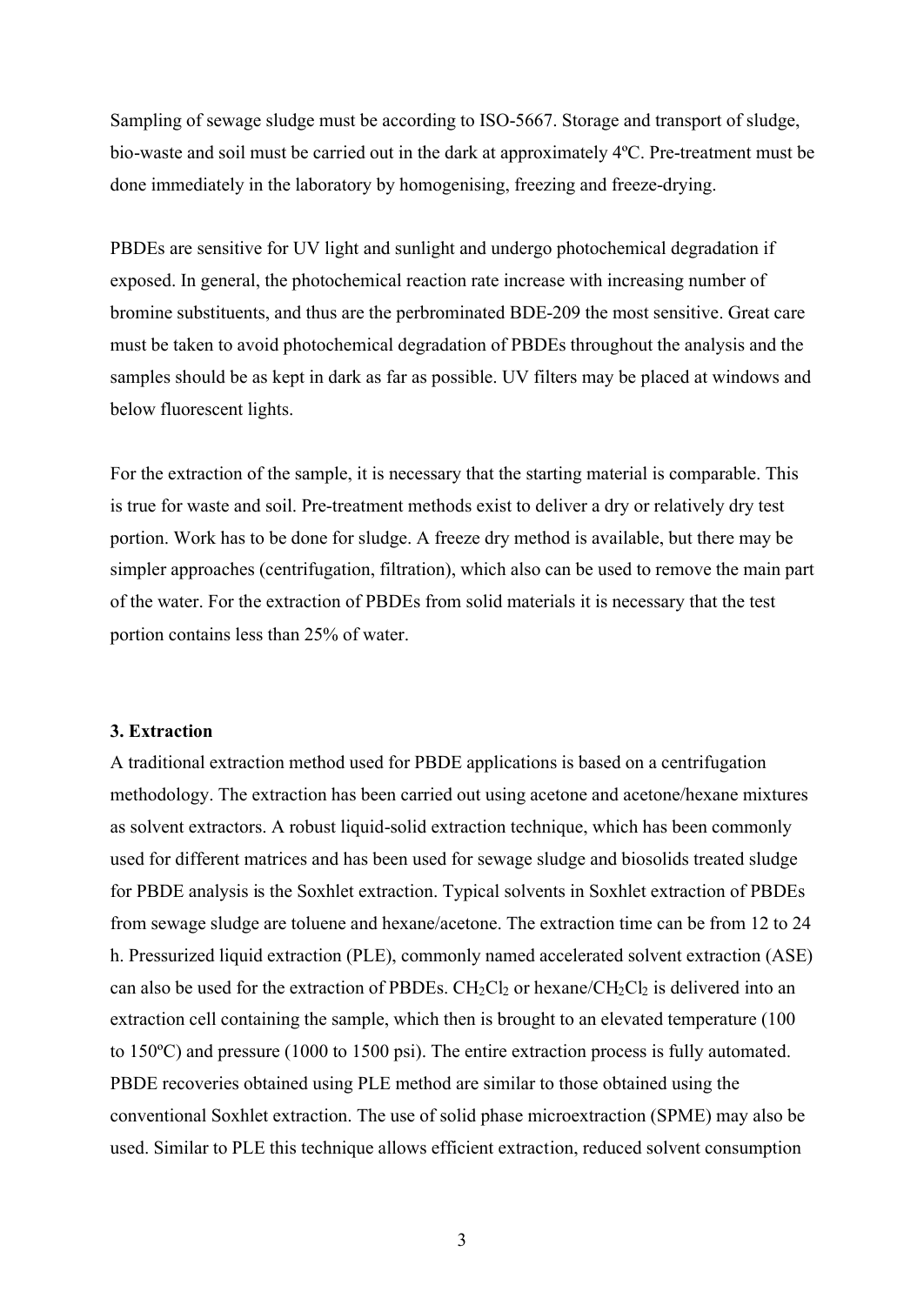Sampling of sewage sludge must be according to ISO-5667. Storage and transport of sludge, bio-waste and soil must be carried out in the dark at approximately 4ºC. Pre-treatment must be done immediately in the laboratory by homogenising, freezing and freeze-drying.

PBDEs are sensitive for UV light and sunlight and undergo photochemical degradation if exposed. In general, the photochemical reaction rate increase with increasing number of bromine substituents, and thus are the perbrominated BDE-209 the most sensitive. Great care must be taken to avoid photochemical degradation of PBDEs throughout the analysis and the samples should be as kept in dark as far as possible. UV filters may be placed at windows and below fluorescent lights.

For the extraction of the sample, it is necessary that the starting material is comparable. This is true for waste and soil. Pre-treatment methods exist to deliver a dry or relatively dry test portion. Work has to be done for sludge. A freeze dry method is available, but there may be simpler approaches (centrifugation, filtration), which also can be used to remove the main part of the water. For the extraction of PBDEs from solid materials it is necessary that the test portion contains less than 25% of water.

### 3. Extraction

A traditional extraction method used for PBDE applications is based on a centrifugation methodology. The extraction has been carried out using acetone and acetone/hexane mixtures as solvent extractors. A robust liquid-solid extraction technique, which has been commonly used for different matrices and has been used for sewage sludge and biosolids treated sludge for PBDE analysis is the Soxhlet extraction. Typical solvents in Soxhlet extraction of PBDEs from sewage sludge are toluene and hexane/acetone. The extraction time can be from 12 to 24 h. Pressurized liquid extraction (PLE), commonly named accelerated solvent extraction (ASE) can also be used for the extraction of PBDEs. $CH_2Cl_2$ or hexane/$CH_2Cl_2$ is delivered into an extraction cell containing the sample, which then is brought to an elevated temperature (100 to 150ºC) and pressure (1000 to 1500 psi). The entire extraction process is fully automated. PBDE recoveries obtained using PLE method are similar to those obtained using the conventional Soxhlet extraction. The use of solid phase microextraction (SPME) may also be used. Similar to PLE this technique allows efficient extraction, reduced solvent consumption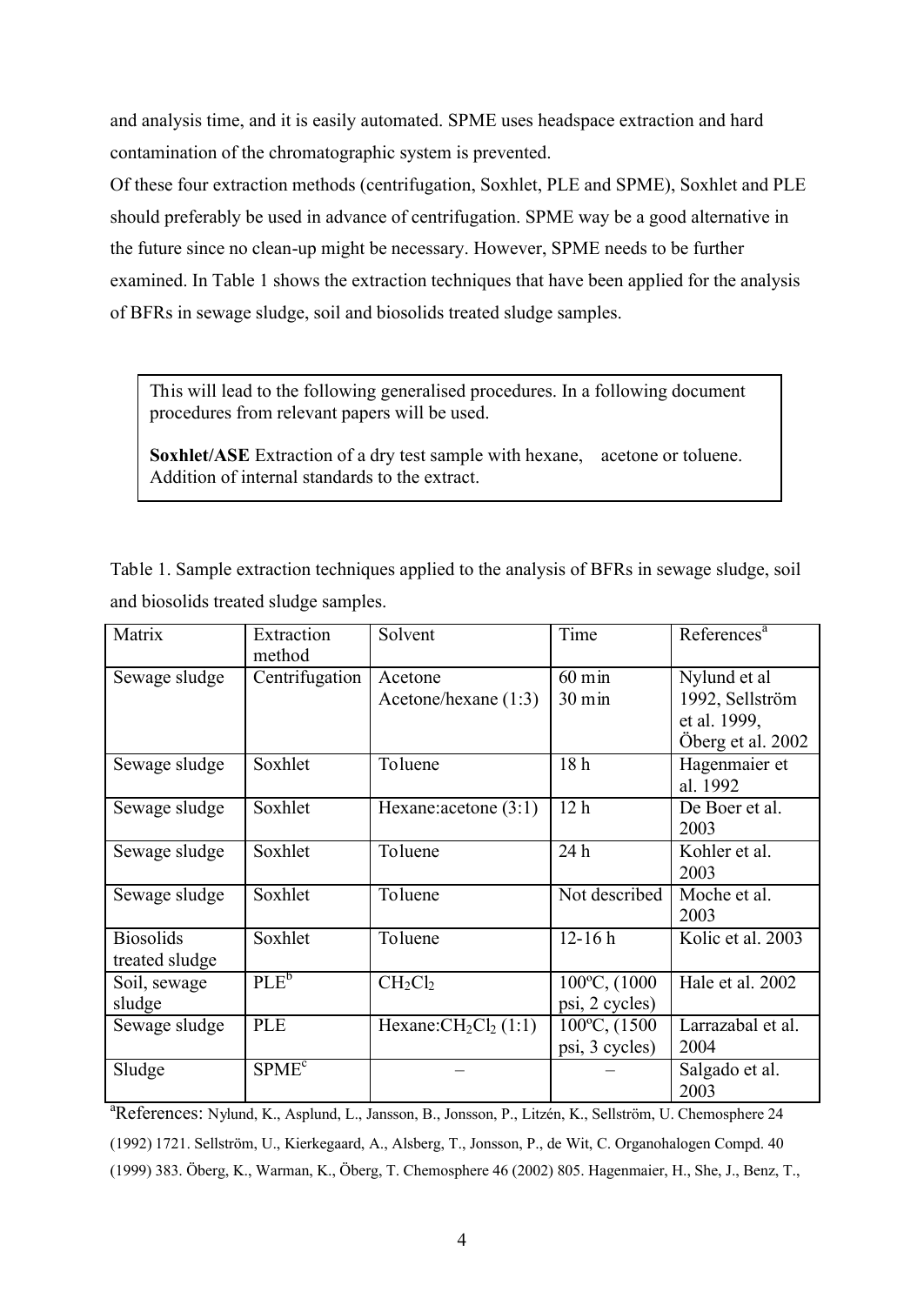and analysis time, and it is easily automated. SPME uses headspace extraction and hard contamination of the chromatographic system is prevented.

Of these four extraction methods (centrifugation, Soxhlet, PLE and SPME), Soxhlet and PLE should preferably be used in advance of centrifugation. SPME way be a good alternative in the future since no clean-up might be necessary. However, SPME needs to be further examined. In Table 1 shows the extraction techniques that have been applied for the analysis of BFRs in sewage sludge, soil and biosolids treated sludge samples.

> This will lead to the following generalised procedures. In a following document procedures from relevant papers will be used.
>
> **Soxhlet/ASE** Extraction of a dry test sample with hexane, acetone or toluene. Addition of internal standards to the extract.

Table 1. Sample extraction techniques applied to the analysis of BFRs in sewage sludge, soil and biosolids treated sludge samples.

| Matrix | Extraction method | Solvent | Time | References[a] |
|---|---|---|---|---|
| Sewage sludge | Centrifugation | Acetone<br>Acetone/hexane (1:3) | 60 min<br>30 min | Nylund et al 1992, Sellström et al. 1999, Öberg et al. 2002 |
| Sewage sludge | Soxhlet | Toluene | 18 h | Hagenmaier et al. 1992 |
| Sewage sludge | Soxhlet | Hexane:acetone (3:1) | 12 h | De Boer et al. 2003 |
| Sewage sludge | Soxhlet | Toluene | 24 h | Kohler et al. 2003 |
| Sewage sludge | Soxhlet | Toluene | Not described | Moche et al. 2003 |
| Biosolids treated sludge | Soxhlet | Toluene | 12-16 h | Kolic et al. 2003 |
| Soil, sewage sludge | PLE[b] | $CH_2Cl_2$ | 100ºC, (1000 psi, 2 cycles) | Hale et al. 2002 |
| Sewage sludge | PLE | Hexane:$CH_2Cl_2$ (1:1) | 100ºC, (1500 psi, 3 cycles) | Larrazabal et al. 2004 |
| Sludge | SPME[c] | – | – | Salgado et al. 2003 |

[a]References: Nylund, K., Asplund, L., Jansson, B., Jonsson, P., Litzén, K., Sellström, U. Chemosphere 24 (1992) 1721. Sellström, U., Kierkegaard, A., Alsberg, T., Jonsson, P., de Wit, C. Organohalogen Compd. 40 (1999) 383. Öberg, K., Warman, K., Öberg, T. Chemosphere 46 (2002) 805. Hagenmaier, H., She, J., Benz, T.,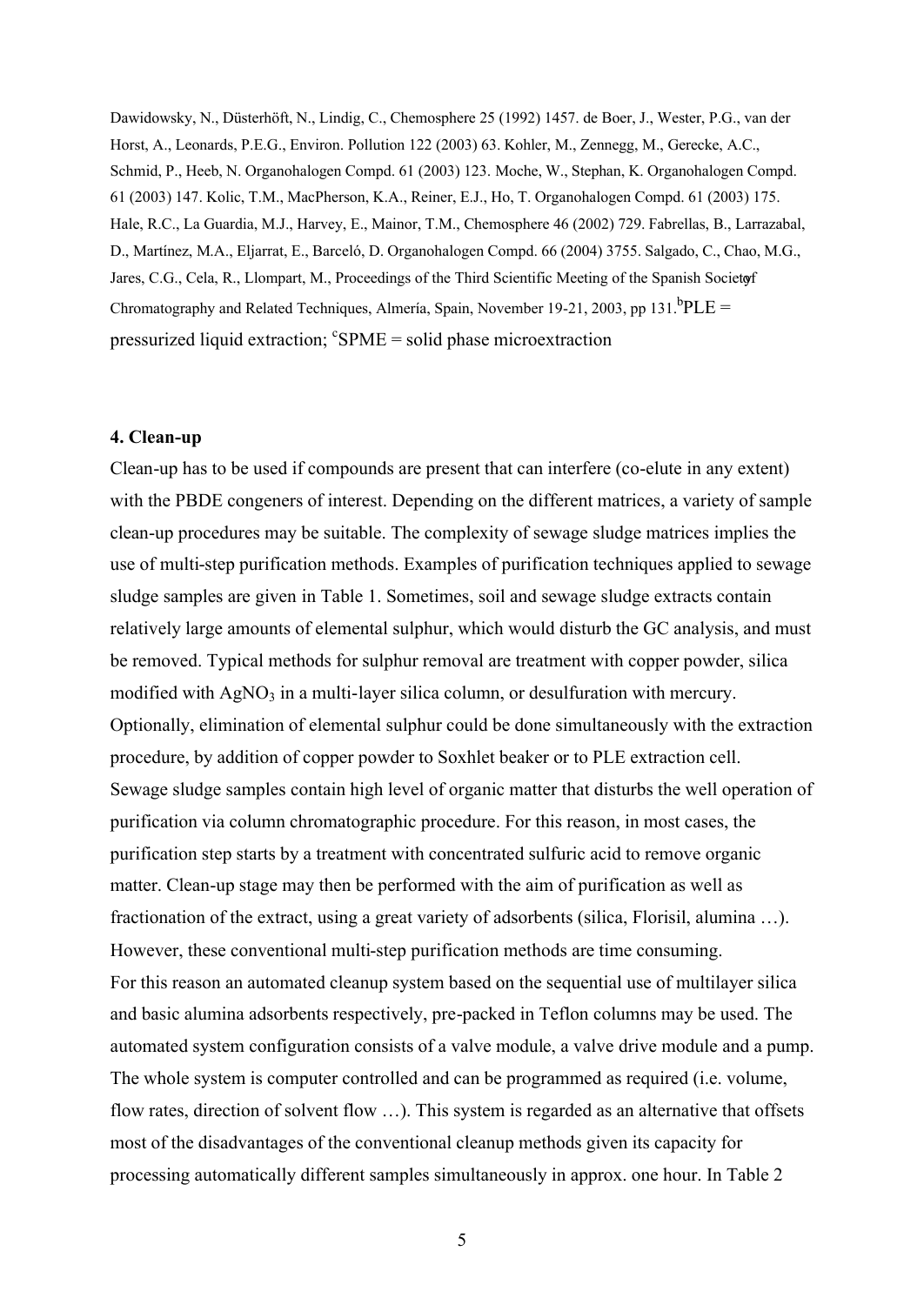Dawidowsky, N., Düsterhöft, N., Lindig, C., Chemosphere 25 (1992) 1457. de Boer, J., Wester, P.G., van der Horst, A., Leonards, P.E.G., Environ. Pollution 122 (2003) 63. Kohler, M., Zennegg, M., Gerecke, A.C., Schmid, P., Heeb, N. Organohalogen Compd. 61 (2003) 123. Moche, W., Stephan, K. Organohalogen Compd. 61 (2003) 147. Kolic, T.M., MacPherson, K.A., Reiner, E.J., Ho, T. Organohalogen Compd. 61 (2003) 175. Hale, R.C., La Guardia, M.J., Harvey, E., Mainor, T.M., Chemosphere 46 (2002) 729. Fabrellas, B., Larrazabal, D., Martínez, M.A., Eljarrat, E., Barceló, D. Organohalogen Compd. 66 (2004) 3755. Salgado, C., Chao, M.G., Jares, C.G., Cela, R., Llompart, M., Proceedings of the Third Scientific Meeting of the Spanish Society of Chromatography and Related Techniques, Almería, Spain, November 19-21, 2003, pp 131.[b]PLE = pressurized liquid extraction; [c]SPME = solid phase microextraction

### 4. Clean-up

Clean-up has to be used if compounds are present that can interfere (co-elute in any extent) with the PBDE congeners of interest. Depending on the different matrices, a variety of sample clean-up procedures may be suitable. The complexity of sewage sludge matrices implies the use of multi-step purification methods. Examples of purification techniques applied to sewage sludge samples are given in Table 1. Sometimes, soil and sewage sludge extracts contain relatively large amounts of elemental sulphur, which would disturb the GC analysis, and must be removed. Typical methods for sulphur removal are treatment with copper powder, silica modified with $AgNO_3$ in a multi-layer silica column, or desulfuration with mercury. Optionally, elimination of elemental sulphur could be done simultaneously with the extraction procedure, by addition of copper powder to Soxhlet beaker or to PLE extraction cell.
Sewage sludge samples contain high level of organic matter that disturbs the well operation of purification via column chromatographic procedure. For this reason, in most cases, the purification step starts by a treatment with concentrated sulfuric acid to remove organic matter. Clean-up stage may then be performed with the aim of purification as well as fractionation of the extract, using a great variety of adsorbents (silica, Florisil, alumina …). However, these conventional multi-step purification methods are time consuming.
For this reason an automated cleanup system based on the sequential use of multilayer silica and basic alumina adsorbents respectively, pre-packed in Teflon columns may be used. The automated system configuration consists of a valve module, a valve drive module and a pump. The whole system is computer controlled and can be programmed as required (i.e. volume, flow rates, direction of solvent flow …). This system is regarded as an alternative that offsets most of the disadvantages of the conventional cleanup methods given its capacity for processing automatically different samples simultaneously in approx. one hour. In Table 2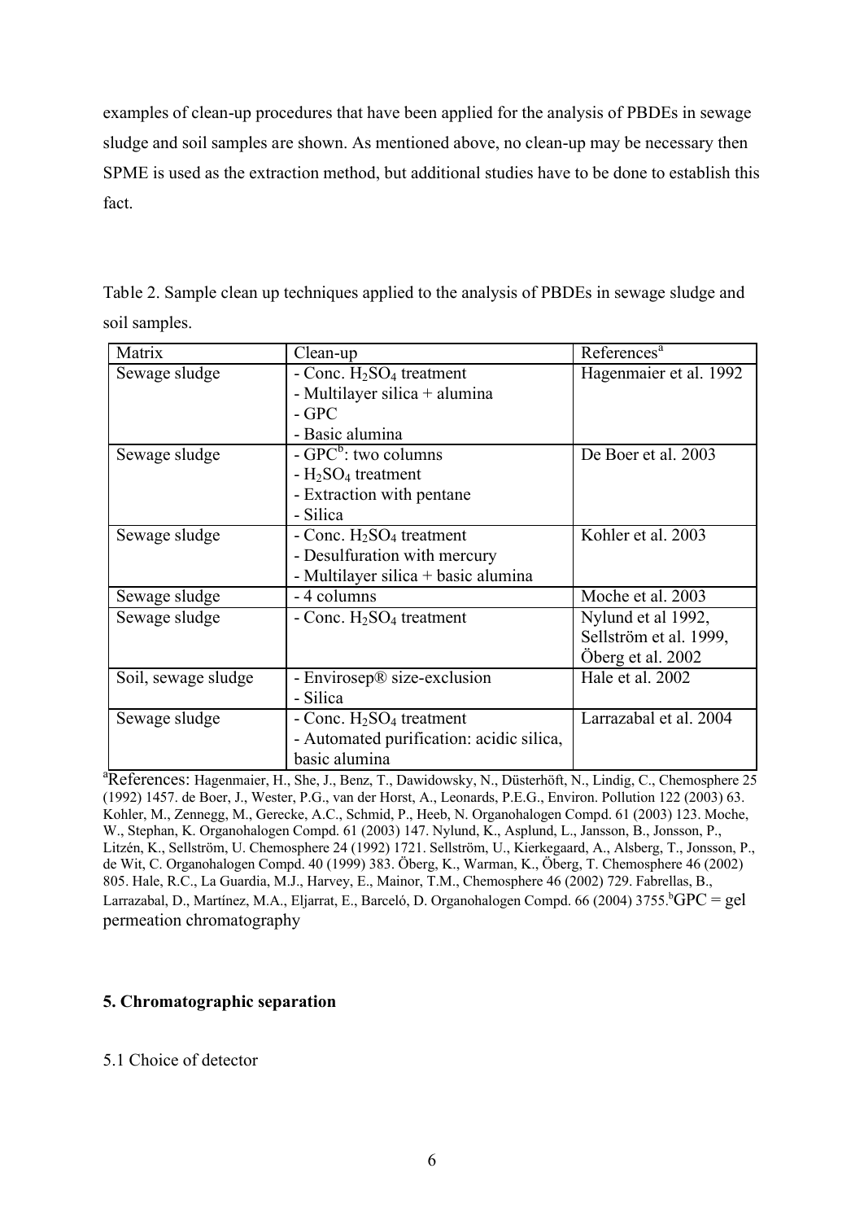examples of clean-up procedures that have been applied for the analysis of PBDEs in sewage sludge and soil samples are shown. As mentioned above, no clean-up may be necessary then SPME is used as the extraction method, but additional studies have to be done to establish this fact.

Table 2. Sample clean up techniques applied to the analysis of PBDEs in sewage sludge and soil samples.

| Matrix | Clean-up | References[a] |
|---|---|---|
| Sewage sludge | - Conc. $H_2SO_4$ treatment<br>- Multilayer silica + alumina<br>- GPC<br>- Basic alumina | Hagenmaier et al. 1992 |
| Sewage sludge | - GPC[b]: two columns<br>- $H_2SO_4$ treatment<br>- Extraction with pentane<br>- Silica | De Boer et al. 2003 |
| Sewage sludge | - Conc. $H_2SO_4$ treatment<br>- Desulfuration with mercury<br>- Multilayer silica + basic alumina | Kohler et al. 2003 |
| Sewage sludge | - 4 columns | Moche et al. 2003 |
| Sewage sludge | - Conc. $H_2SO_4$ treatment | Nylund et al 1992,<br>Sellström et al. 1999,<br>Öberg et al. 2002 |
| Soil, sewage sludge | - Envirosep® size-exclusion<br>- Silica | Hale et al. 2002 |
| Sewage sludge | - Conc. $H_2SO_4$ treatment<br>- Automated purification: acidic silica, basic alumina | Larrazabal et al. 2004 |

[a]References: Hagenmaier, H., She, J., Benz, T., Dawidowsky, N., Düsterhöft, N., Lindig, C., Chemosphere 25 (1992) 1457. de Boer, J., Wester, P.G., van der Horst, A., Leonards, P.E.G., Environ. Pollution 122 (2003) 63. Kohler, M., Zennegg, M., Gerecke, A.C., Schmid, P., Heeb, N. Organohalogen Compd. 61 (2003) 123. Moche, W., Stephan, K. Organohalogen Compd. 61 (2003) 147. Nylund, K., Asplund, L., Jansson, B., Jonsson, P., Litzén, K., Sellström, U. Chemosphere 24 (1992) 1721. Sellström, U., Kierkegaard, A., Alsberg, T., Jonsson, P., de Wit, C. Organohalogen Compd. 40 (1999) 383. Öberg, K., Warman, K., Öberg, T. Chemosphere 46 (2002) 805. Hale, R.C., La Guardia, M.J., Harvey, E., Mainor, T.M., Chemosphere 46 (2002) 729. Fabrellas, B., Larrazabal, D., Martínez, M.A., Eljarrat, E., Barceló, D. Organohalogen Compd. 66 (2004) 3755.[b]GPC = gel permeation chromatography

## 5. Chromatographic separation

### 5.1 Choice of detector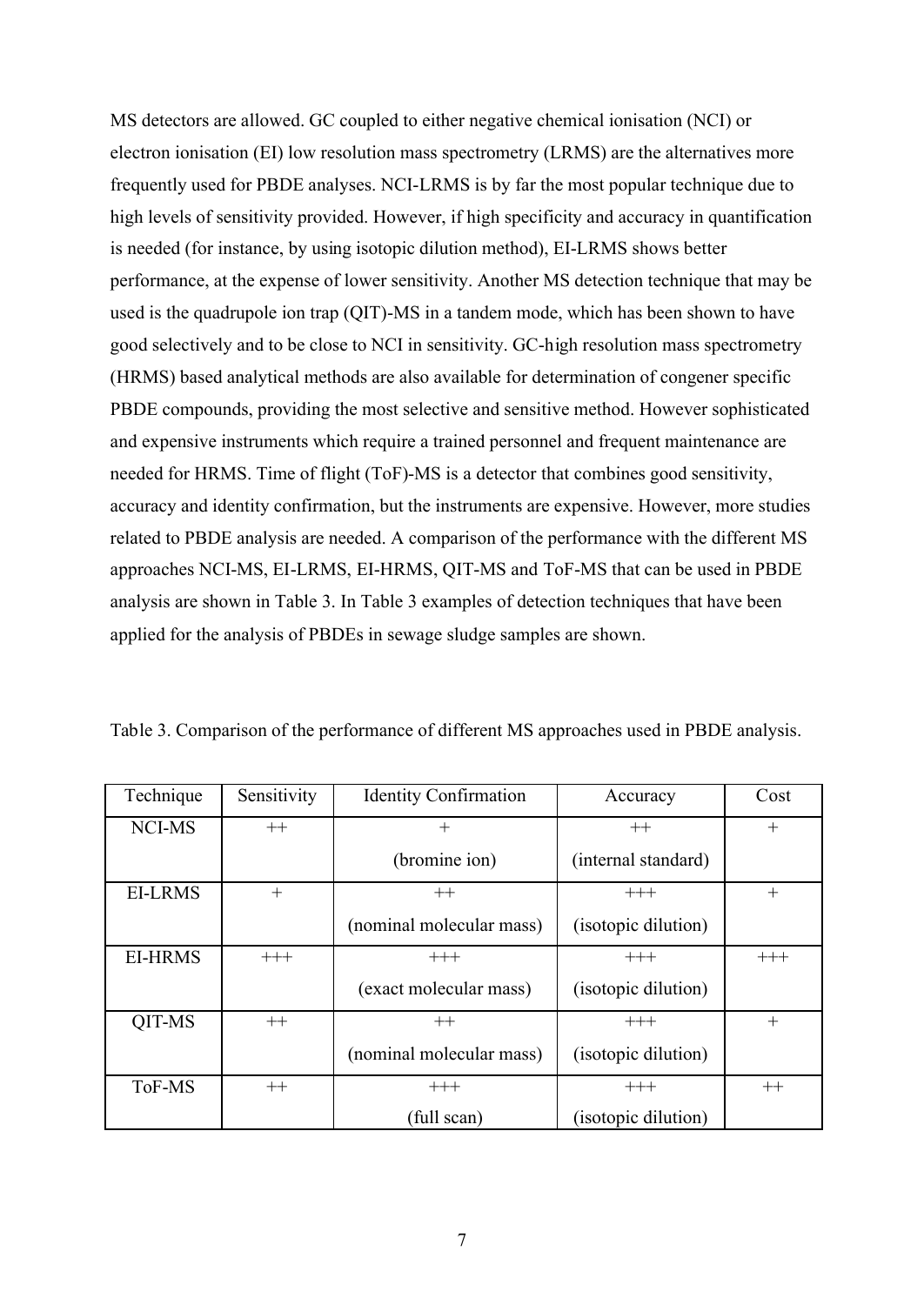MS detectors are allowed. GC coupled to either negative chemical ionisation (NCI) or electron ionisation (EI) low resolution mass spectrometry (LRMS) are the alternatives more frequently used for PBDE analyses. NCI-LRMS is by far the most popular technique due to high levels of sensitivity provided. However, if high specificity and accuracy in quantification is needed (for instance, by using isotopic dilution method), EI-LRMS shows better performance, at the expense of lower sensitivity. Another MS detection technique that may be used is the quadrupole ion trap (QIT)-MS in a tandem mode, which has been shown to have good selectively and to be close to NCI in sensitivity. GC-high resolution mass spectrometry (HRMS) based analytical methods are also available for determination of congener specific PBDE compounds, providing the most selective and sensitive method. However sophisticated and expensive instruments which require a trained personnel and frequent maintenance are needed for HRMS. Time of flight (ToF)-MS is a detector that combines good sensitivity, accuracy and identity confirmation, but the instruments are expensive. However, more studies related to PBDE analysis are needed. A comparison of the performance with the different MS approaches NCI-MS, EI-LRMS, EI-HRMS, QIT-MS and ToF-MS that can be used in PBDE analysis are shown in Table 3. In Table 3 examples of detection techniques that have been applied for the analysis of PBDEs in sewage sludge samples are shown.

Table 3. Comparison of the performance of different MS approaches used in PBDE analysis.

| Technique | Sensitivity | Identity Confirmation | Accuracy | Cost |
|---|---|---|---|---|
| NCI-MS | ++ | + (bromine ion) | ++ (internal standard) | + |
| EI-LRMS | + | ++ (nominal molecular mass) | +++ (isotopic dilution) | + |
| EI-HRMS | +++ | +++ (exact molecular mass) | +++ (isotopic dilution) | +++ |
| QIT-MS | ++ | ++ (nominal molecular mass) | +++ (isotopic dilution) | + |
| ToF-MS | ++ | +++ (full scan) | +++ (isotopic dilution) | ++ |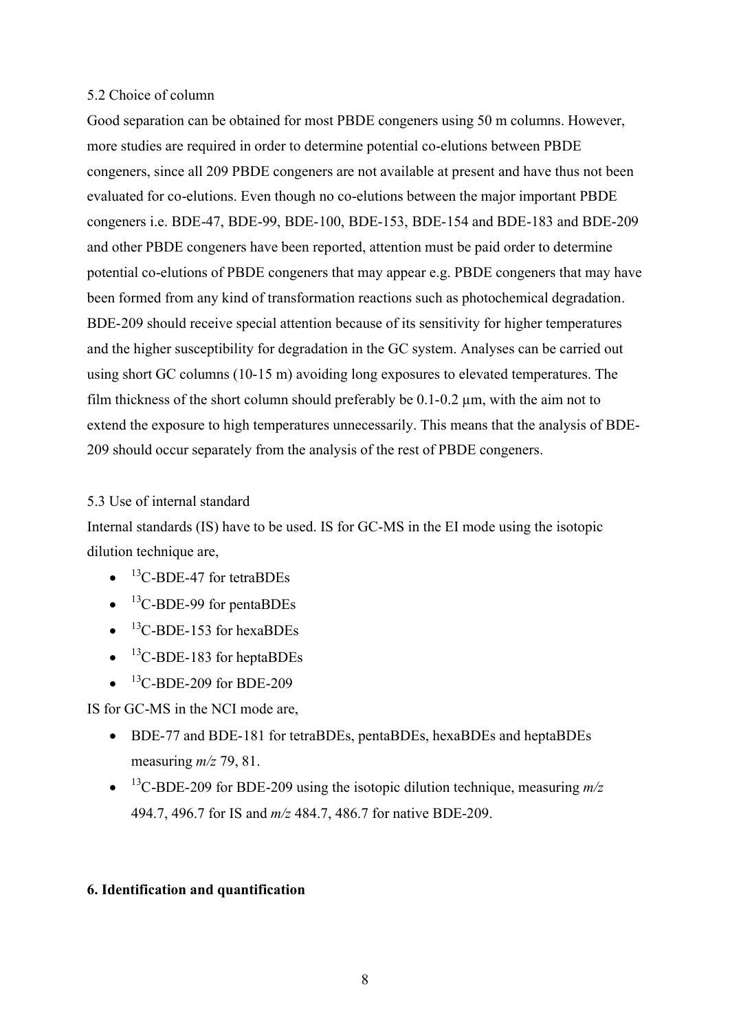### 5.2 Choice of column

Good separation can be obtained for most PBDE congeners using 50 m columns. However, more studies are required in order to determine potential co-elutions between PBDE congeners, since all 209 PBDE congeners are not available at present and have thus not been evaluated for co-elutions. Even though no co-elutions between the major important PBDE congeners i.e. BDE-47, BDE-99, BDE-100, BDE-153, BDE-154 and BDE-183 and BDE-209 and other PBDE congeners have been reported, attention must be paid order to determine potential co-elutions of PBDE congeners that may appear e.g. PBDE congeners that may have been formed from any kind of transformation reactions such as photochemical degradation. BDE-209 should receive special attention because of its sensitivity for higher temperatures and the higher susceptibility for degradation in the GC system. Analyses can be carried out using short GC columns (10-15 m) avoiding long exposures to elevated temperatures. The film thickness of the short column should preferably be 0.1-0.2 μm, with the aim not to extend the exposure to high temperatures unnecessarily. This means that the analysis of BDE-209 should occur separately from the analysis of the rest of PBDE congeners.

### 5.3 Use of internal standard

Internal standards (IS) have to be used. IS for GC-MS in the EI mode using the isotopic dilution technique are,

- $^{13}$C-BDE-47 for tetraBDEs
- $^{13}$C-BDE-99 for pentaBDEs
- $^{13}$C-BDE-153 for hexaBDEs
- $^{13}$C-BDE-183 for heptaBDEs
- $^{13}$C-BDE-209 for BDE-209

IS for GC-MS in the NCI mode are,

- BDE-77 and BDE-181 for tetraBDEs, pentaBDEs, hexaBDEs and heptaBDEs measuring *m/z* 79, 81.
- $^{13}$C-BDE-209 for BDE-209 using the isotopic dilution technique, measuring *m/z* 494.7, 496.7 for IS and *m/z* 484.7, 486.7 for native BDE-209.

## 6. Identification and quantification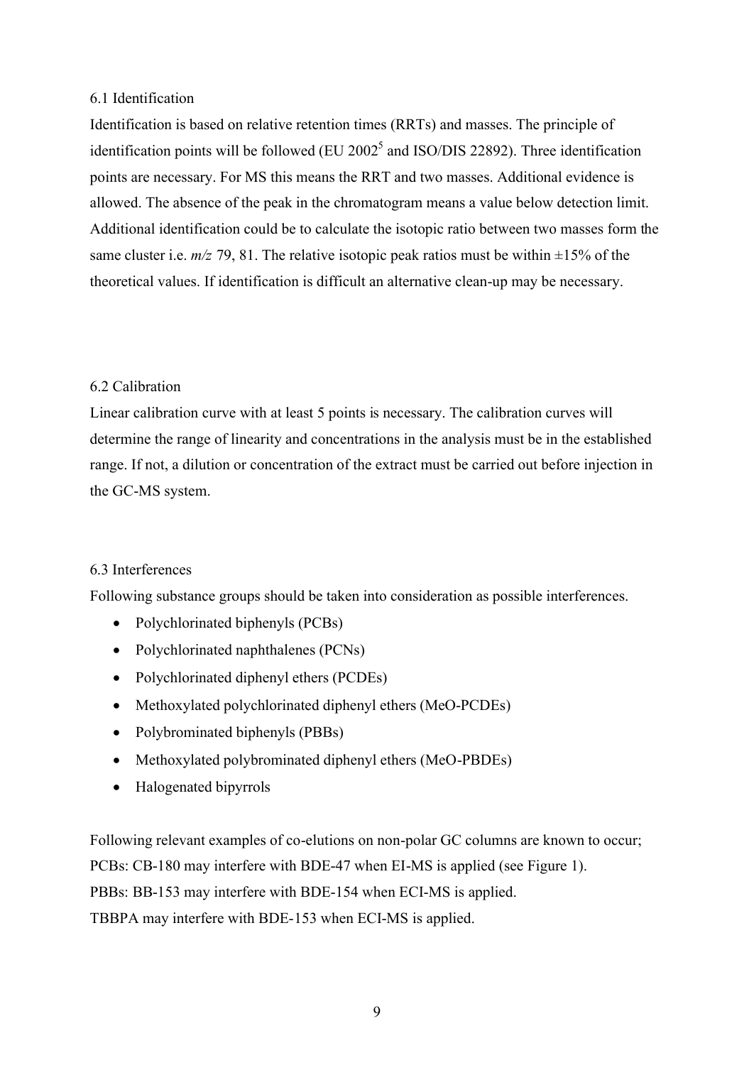### 6.1 Identification

Identification is based on relative retention times (RRTs) and masses. The principle of identification points will be followed (EU 2002[5] and ISO/DIS 22892). Three identification points are necessary. For MS this means the RRT and two masses. Additional evidence is allowed. The absence of the peak in the chromatogram means a value below detection limit. Additional identification could be to calculate the isotopic ratio between two masses form the same cluster i.e. *m/z* 79, 81. The relative isotopic peak ratios must be within ±15% of the theoretical values. If identification is difficult an alternative clean-up may be necessary.

### 6.2 Calibration

Linear calibration curve with at least 5 points is necessary. The calibration curves will determine the range of linearity and concentrations in the analysis must be in the established range. If not, a dilution or concentration of the extract must be carried out before injection in the GC-MS system.

### 6.3 Interferences

Following substance groups should be taken into consideration as possible interferences.

- Polychlorinated biphenyls (PCBs)
- Polychlorinated naphthalenes (PCNs)
- Polychlorinated diphenyl ethers (PCDEs)
- Methoxylated polychlorinated diphenyl ethers (MeO-PCDEs)
- Polybrominated biphenyls (PBBs)
- Methoxylated polybrominated diphenyl ethers (MeO-PBDEs)
- Halogenated bipyrrols

Following relevant examples of co-elutions on non-polar GC columns are known to occur;
PCBs: CB-180 may interfere with BDE-47 when EI-MS is applied (see Figure 1).
PBBs: BB-153 may interfere with BDE-154 when ECI-MS is applied.
TBBPA may interfere with BDE-153 when ECI-MS is applied.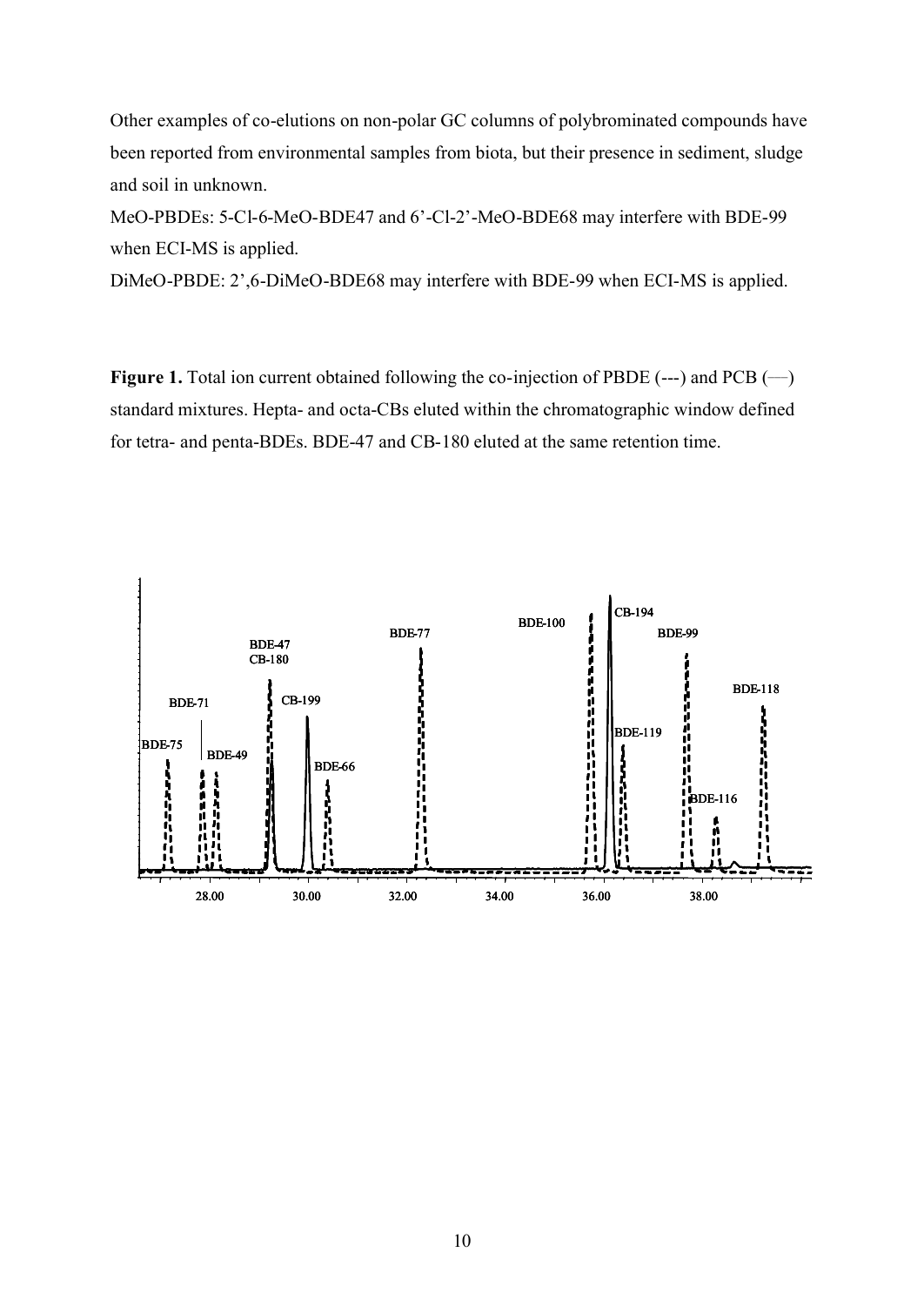Other examples of co-elutions on non-polar GC columns of polybrominated compounds have been reported from environmental samples from biota, but their presence in sediment, sludge and soil in unknown.

MeO-PBDEs: 5-Cl-6-MeO-BDE47 and 6'-Cl-2'-MeO-BDE68 may interfere with BDE-99 when ECI-MS is applied.

DiMeO-PBDE: 2',6-DiMeO-BDE68 may interfere with BDE-99 when ECI-MS is applied.

**Figure 1.** Total ion current obtained following the co-injection of PBDE (---) and PCB (—) standard mixtures. Hepta- and octa-CBs eluted within the chromatographic window defined for tetra- and penta-BDEs. BDE-47 and CB-180 eluted at the same retention time.

BDE-75
BDE-71
BDE-49
BDE-47
CB-180
CB-199
BDE-66
BDE-77
BDE-100
CB-194
BDE-119
BDE-99
BDE-116
BDE-118
28.00
30.00
32.00
34.00
36.00
38.00